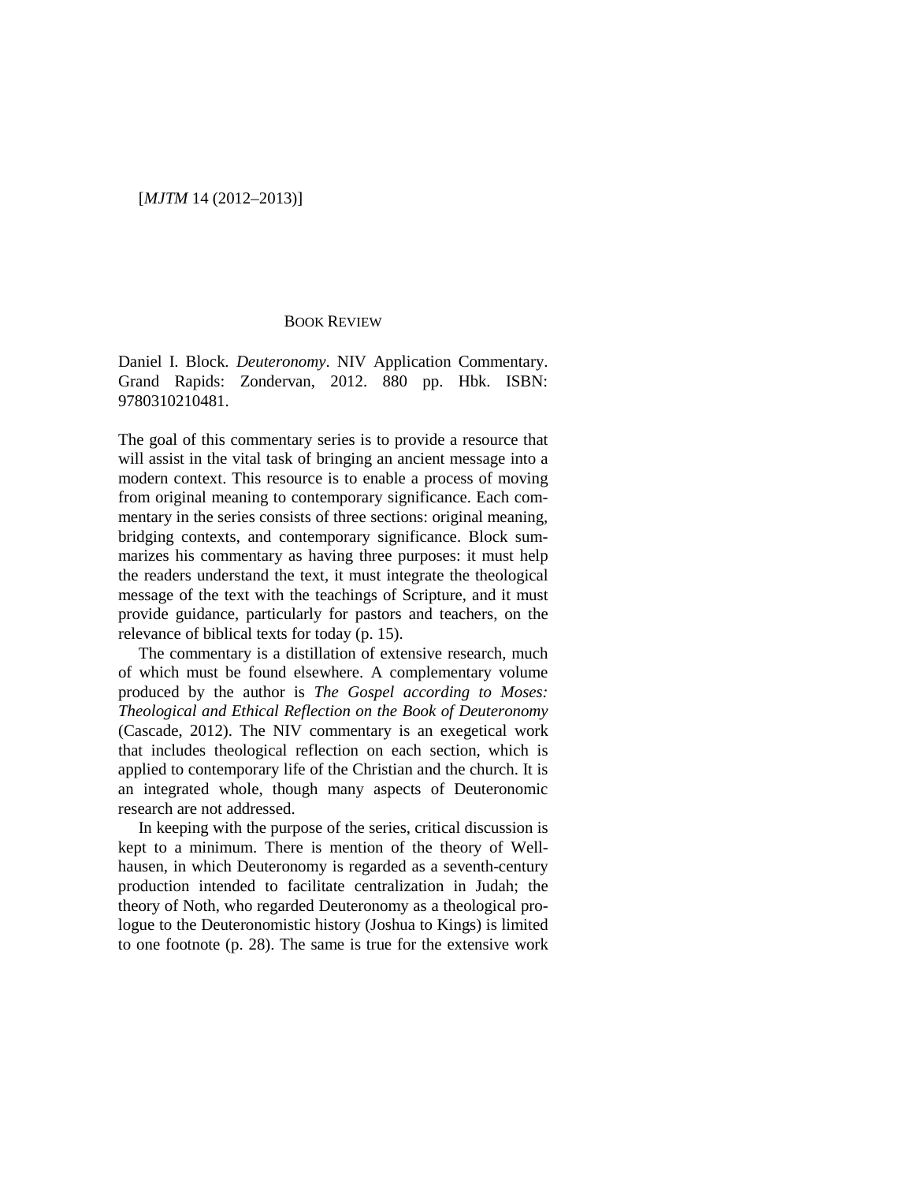BOOK REVIEW

Daniel I. Block. *Deuteronomy*. NIV Application Commentary. Grand Rapids: Zondervan, 2012. 880 pp. Hbk. ISBN: 9780310210481.

The goal of this commentary series is to provide a resource that will assist in the vital task of bringing an ancient message into a modern context. This resource is to enable a process of moving from original meaning to contemporary significance. Each commentary in the series consists of three sections: original meaning, bridging contexts, and contemporary significance. Block summarizes his commentary as having three purposes: it must help the readers understand the text, it must integrate the theological message of the text with the teachings of Scripture, and it must provide guidance, particularly for pastors and teachers, on the relevance of biblical texts for today (p. 15).

The commentary is a distillation of extensive research, much of which must be found elsewhere. A complementary volume produced by the author is *The Gospel according to Moses: Theological and Ethical Reflection on the Book of Deuteronomy* (Cascade, 2012). The NIV commentary is an exegetical work that includes theological reflection on each section, which is applied to contemporary life of the Christian and the church. It is an integrated whole, though many aspects of Deuteronomic research are not addressed.

In keeping with the purpose of the series, critical discussion is kept to a minimum. There is mention of the theory of Wellhausen, in which Deuteronomy is regarded as a seventh-century production intended to facilitate centralization in Judah; the theory of Noth, who regarded Deuteronomy as a theological prologue to the Deuteronomistic history (Joshua to Kings) is limited to one footnote (p. 28). The same is true for the extensive work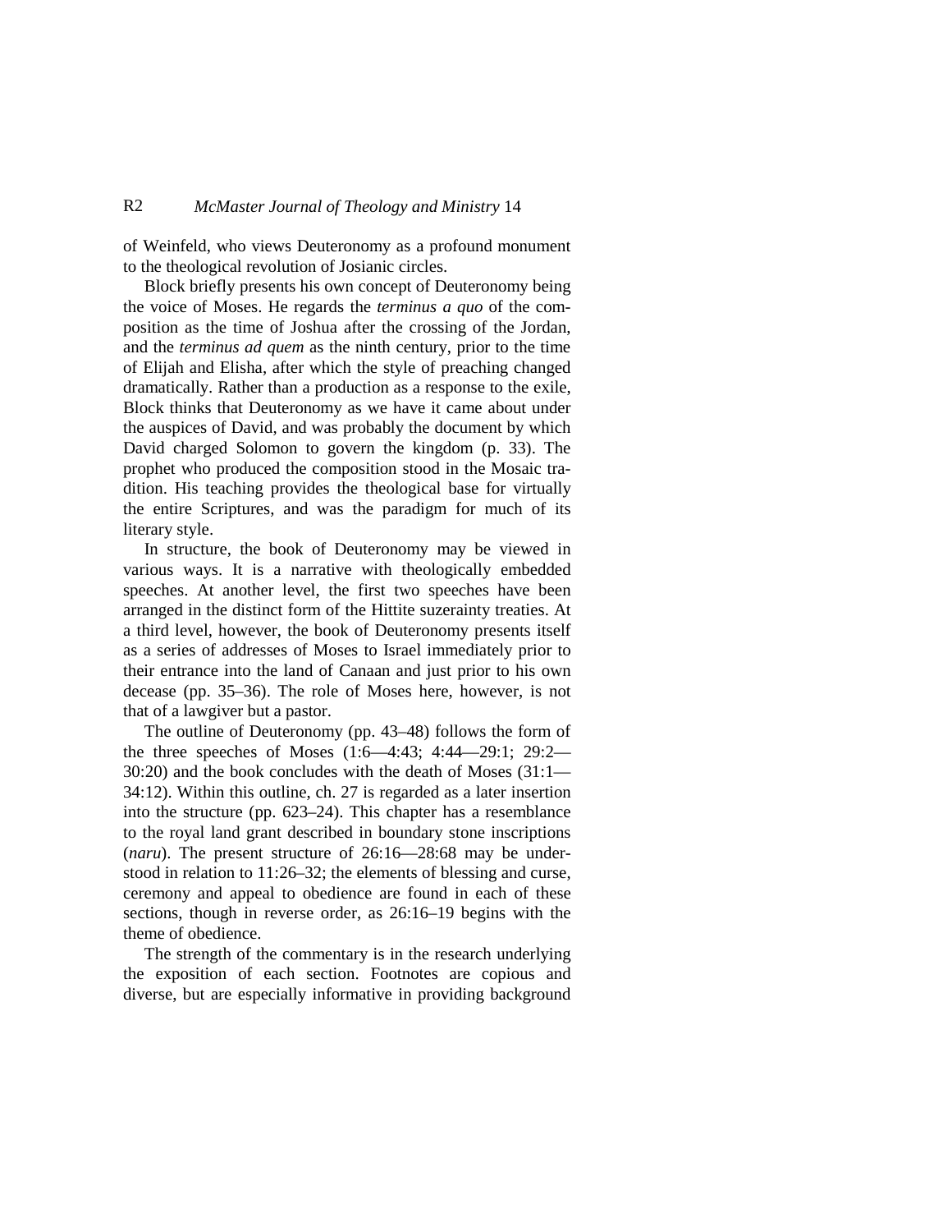of Weinfeld, who views Deuteronomy as a profound monument to the theological revolution of Josianic circles.

Block briefly presents his own concept of Deuteronomy being the voice of Moses. He regards the *terminus a quo* of the composition as the time of Joshua after the crossing of the Jordan, and the *terminus ad quem* as the ninth century, prior to the time of Elijah and Elisha, after which the style of preaching changed dramatically. Rather than a production as a response to the exile, Block thinks that Deuteronomy as we have it came about under the auspices of David, and was probably the document by which David charged Solomon to govern the kingdom (p. 33). The prophet who produced the composition stood in the Mosaic tradition. His teaching provides the theological base for virtually the entire Scriptures, and was the paradigm for much of its literary style.

In structure, the book of Deuteronomy may be viewed in various ways. It is a narrative with theologically embedded speeches. At another level, the first two speeches have been arranged in the distinct form of the Hittite suzerainty treaties. At a third level, however, the book of Deuteronomy presents itself as a series of addresses of Moses to Israel immediately prior to their entrance into the land of Canaan and just prior to his own decease (pp. 35–36). The role of Moses here, however, is not that of a lawgiver but a pastor.

The outline of Deuteronomy (pp. 43–48) follows the form of the three speeches of Moses (1:6—4:43; 4:44—29:1; 29:2—30:20) and the book concludes with the death of Moses (31:1—34:12). Within this outline, ch. 27 is regarded as a later insertion into the structure (pp. 623–24). This chapter has a resemblance to the royal land grant described in boundary stone inscriptions (*naru*). The present structure of 26:16—28:68 may be understood in relation to 11:26–32; the elements of blessing and curse, ceremony and appeal to obedience are found in each of these sections, though in reverse order, as 26:16–19 begins with the theme of obedience.

The strength of the commentary is in the research underlying the exposition of each section. Footnotes are copious and diverse, but are especially informative in providing background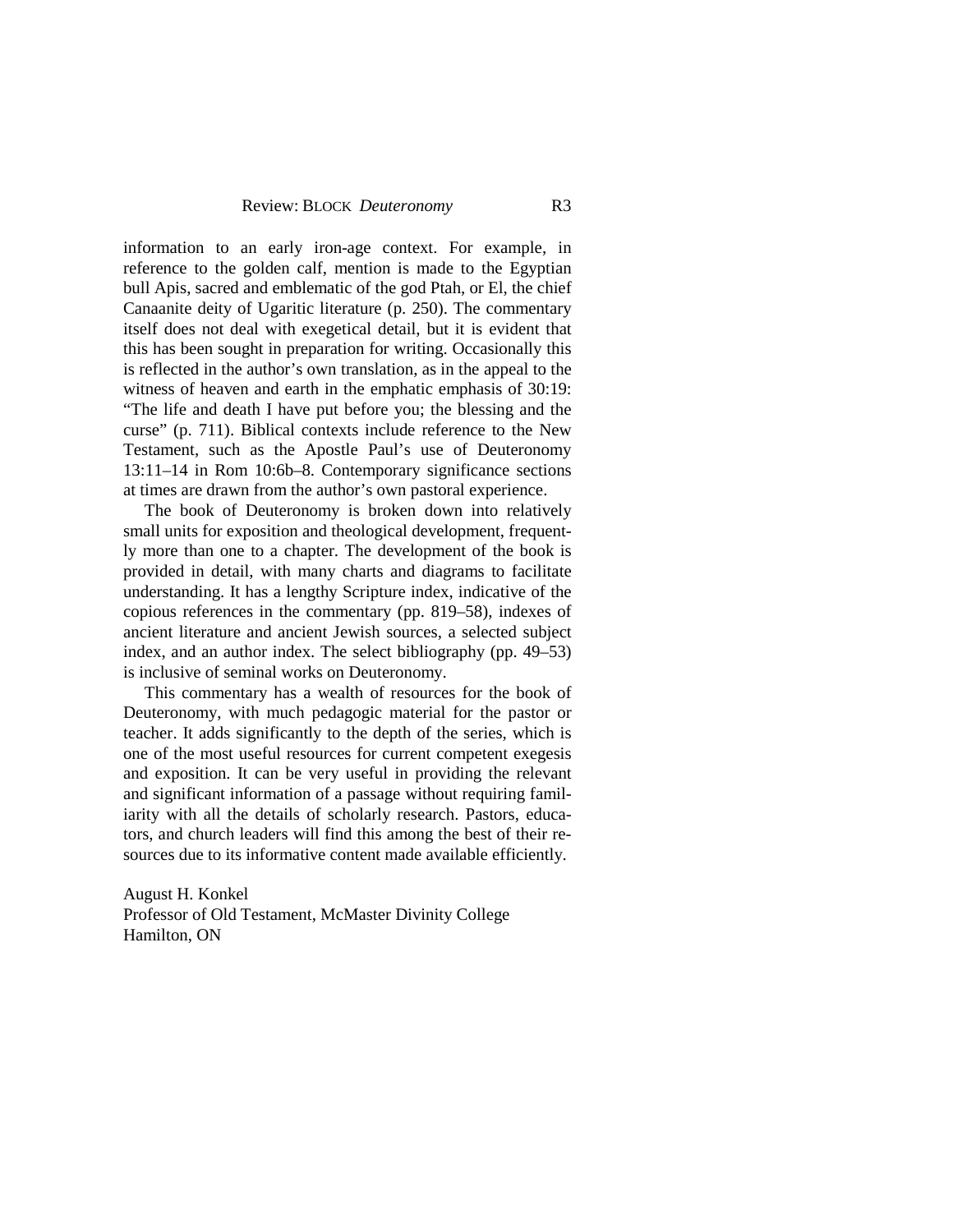information to an early iron-age context. For example, in reference to the golden calf, mention is made to the Egyptian bull Apis, sacred and emblematic of the god Ptah, or El, the chief Canaanite deity of Ugaritic literature (p. 250). The commentary itself does not deal with exegetical detail, but it is evident that this has been sought in preparation for writing. Occasionally this is reflected in the author's own translation, as in the appeal to the witness of heaven and earth in the emphatic emphasis of 30:19: "The life and death I have put before you; the blessing and the curse" (p. 711). Biblical contexts include reference to the New Testament, such as the Apostle Paul's use of Deuteronomy 13:11–14 in Rom 10:6b–8. Contemporary significance sections at times are drawn from the author's own pastoral experience.

The book of Deuteronomy is broken down into relatively small units for exposition and theological development, frequently more than one to a chapter. The development of the book is provided in detail, with many charts and diagrams to facilitate understanding. It has a lengthy Scripture index, indicative of the copious references in the commentary (pp. 819–58), indexes of ancient literature and ancient Jewish sources, a selected subject index, and an author index. The select bibliography (pp. 49–53) is inclusive of seminal works on Deuteronomy.

This commentary has a wealth of resources for the book of Deuteronomy, with much pedagogic material for the pastor or teacher. It adds significantly to the depth of the series, which is one of the most useful resources for current competent exegesis and exposition. It can be very useful in providing the relevant and significant information of a passage without requiring familiarity with all the details of scholarly research. Pastors, educators, and church leaders will find this among the best of their resources due to its informative content made available efficiently.

August H. Konkel
Professor of Old Testament, McMaster Divinity College
Hamilton, ON